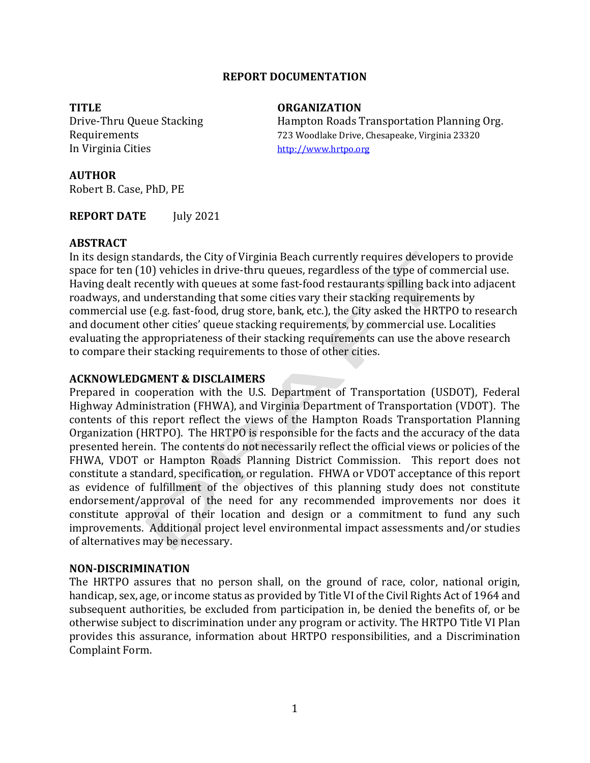# REPORT DOCUMENTATION

**TITLE**
Drive-Thru Queue Stacking Requirements
In Virginia Cities

**ORGANIZATION**
Hampton Roads Transportation Planning Org.
723 Woodlake Drive, Chesapeake, Virginia 23320
http://www.hrtpo.org

**AUTHOR**
Robert B. Case, PhD, PE

**REPORT DATE** July 2021

**ABSTRACT**
In its design standards, the City of Virginia Beach currently requires developers to provide space for ten (10) vehicles in drive-thru queues, regardless of the type of commercial use. Having dealt recently with queues at some fast-food restaurants spilling back into adjacent roadways, and understanding that some cities vary their stacking requirements by commercial use (e.g. fast-food, drug store, bank, etc.), the City asked the HRTPO to research and document other cities' queue stacking requirements, by commercial use. Localities evaluating the appropriateness of their stacking requirements can use the above research to compare their stacking requirements to those of other cities.

**ACKNOWLEDGMENT & DISCLAIMERS**
Prepared in cooperation with the U.S. Department of Transportation (USDOT), Federal Highway Administration (FHWA), and Virginia Department of Transportation (VDOT). The contents of this report reflect the views of the Hampton Roads Transportation Planning Organization (HRTPO). The HRTPO is responsible for the facts and the accuracy of the data presented herein. The contents do not necessarily reflect the official views or policies of the FHWA, VDOT or Hampton Roads Planning District Commission. This report does not constitute a standard, specification, or regulation. FHWA or VDOT acceptance of this report as evidence of fulfillment of the objectives of this planning study does not constitute endorsement/approval of the need for any recommended improvements nor does it constitute approval of their location and design or a commitment to fund any such improvements. Additional project level environmental impact assessments and/or studies of alternatives may be necessary.

**NON-DISCRIMINATION**
The HRTPO assures that no person shall, on the ground of race, color, national origin, handicap, sex, age, or income status as provided by Title VI of the Civil Rights Act of 1964 and subsequent authorities, be excluded from participation in, be denied the benefits of, or be otherwise subject to discrimination under any program or activity. The HRTPO Title VI Plan provides this assurance, information about HRTPO responsibilities, and a Discrimination Complaint Form.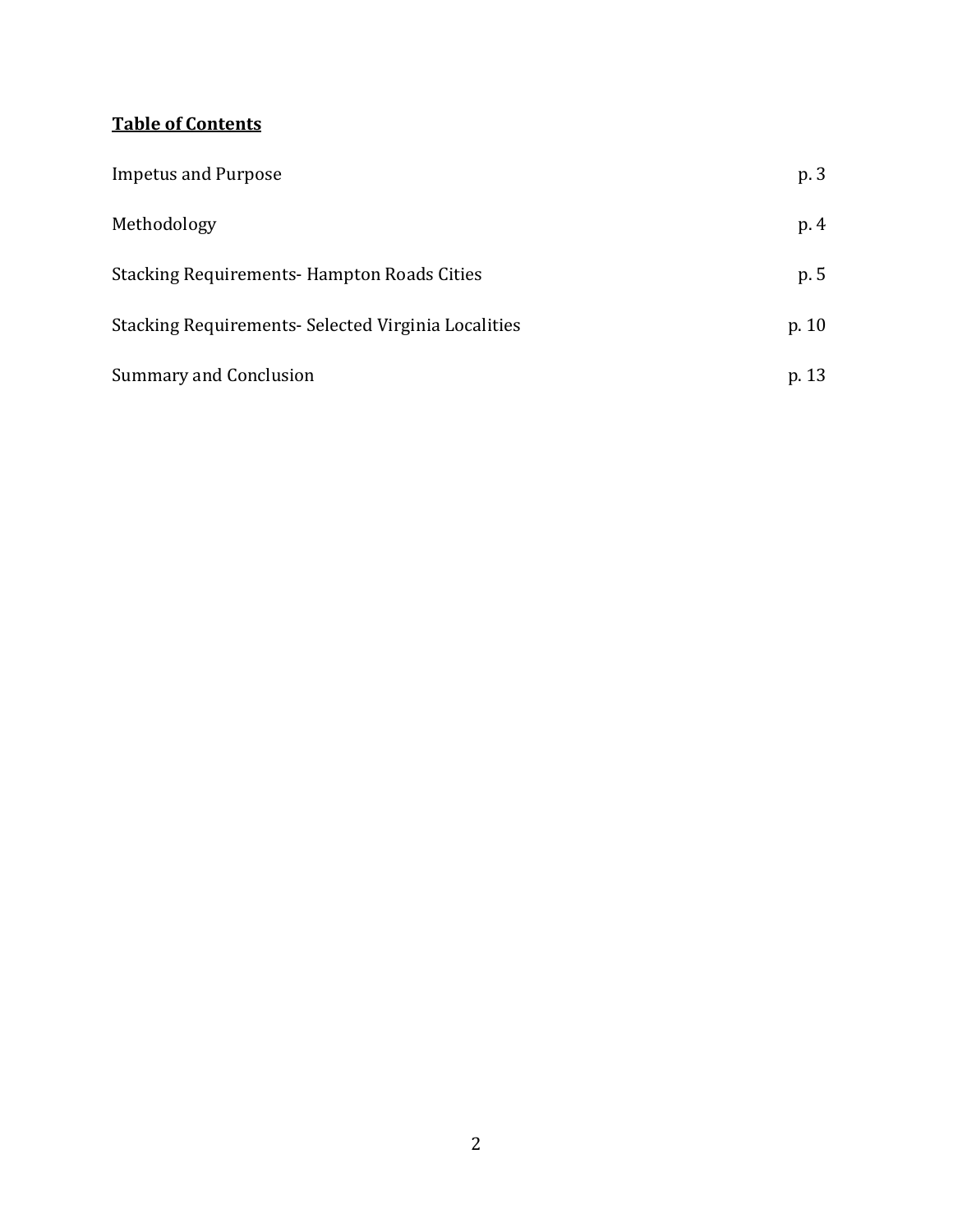**Table of Contents**

| | |
|---|---|
| Impetus and Purpose | p. 3 |
| Methodology | p. 4 |
| Stacking Requirements- Hampton Roads Cities | p. 5 |
| Stacking Requirements- Selected Virginia Localities | p. 10 |
| Summary and Conclusion | p. 13 |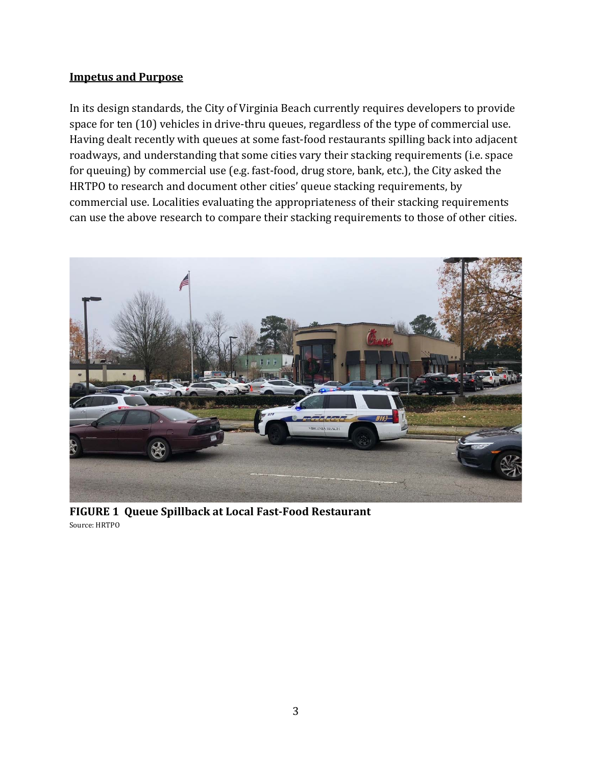## Impetus and Purpose

In its design standards, the City of Virginia Beach currently requires developers to provide space for ten (10) vehicles in drive-thru queues, regardless of the type of commercial use. Having dealt recently with queues at some fast-food restaurants spilling back into adjacent roadways, and understanding that some cities vary their stacking requirements (i.e. space for queuing) by commercial use (e.g. fast-food, drug store, bank, etc.), the City asked the HRTPO to research and document other cities' queue stacking requirements, by commercial use. Localities evaluating the appropriateness of their stacking requirements can use the above research to compare their stacking requirements to those of other cities.

**FIGURE 1 Queue Spillback at Local Fast-Food Restaurant**
Source: HRTPO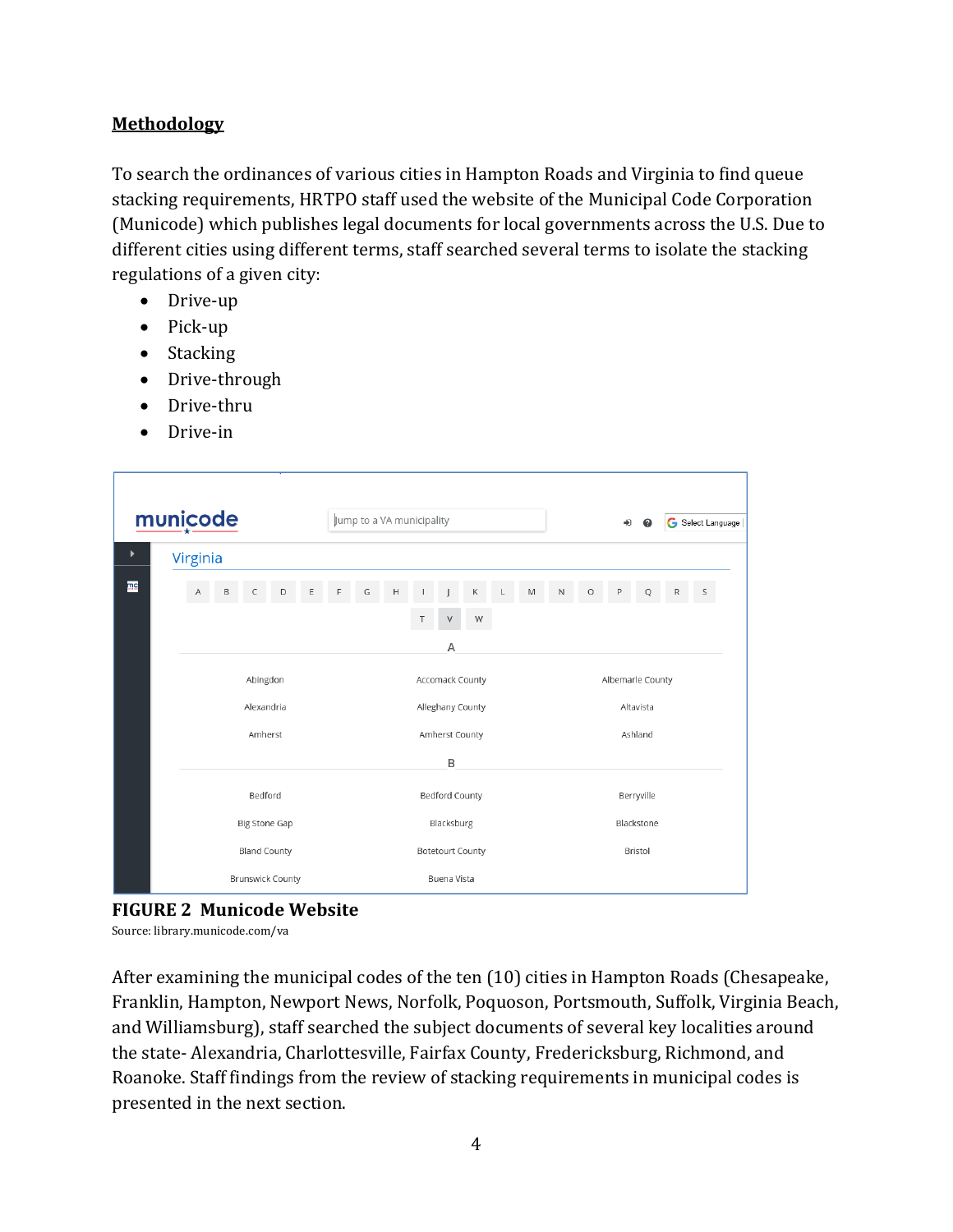## Methodology

To search the ordinances of various cities in Hampton Roads and Virginia to find queue stacking requirements, HRTPO staff used the website of the Municipal Code Corporation (Municode) which publishes legal documents for local governments across the U.S. Due to different cities using different terms, staff searched several terms to isolate the stacking regulations of a given city:

- Drive-up
- Pick-up
- Stacking
- Drive-through
- Drive-thru
- Drive-in

**FIGURE 2 Municode Website**
Source: library.municode.com/va

After examining the municipal codes of the ten (10) cities in Hampton Roads (Chesapeake, Franklin, Hampton, Newport News, Norfolk, Poquoson, Portsmouth, Suffolk, Virginia Beach, and Williamsburg), staff searched the subject documents of several key localities around the state- Alexandria, Charlottesville, Fairfax County, Fredericksburg, Richmond, and Roanoke. Staff findings from the review of stacking requirements in municipal codes is presented in the next section.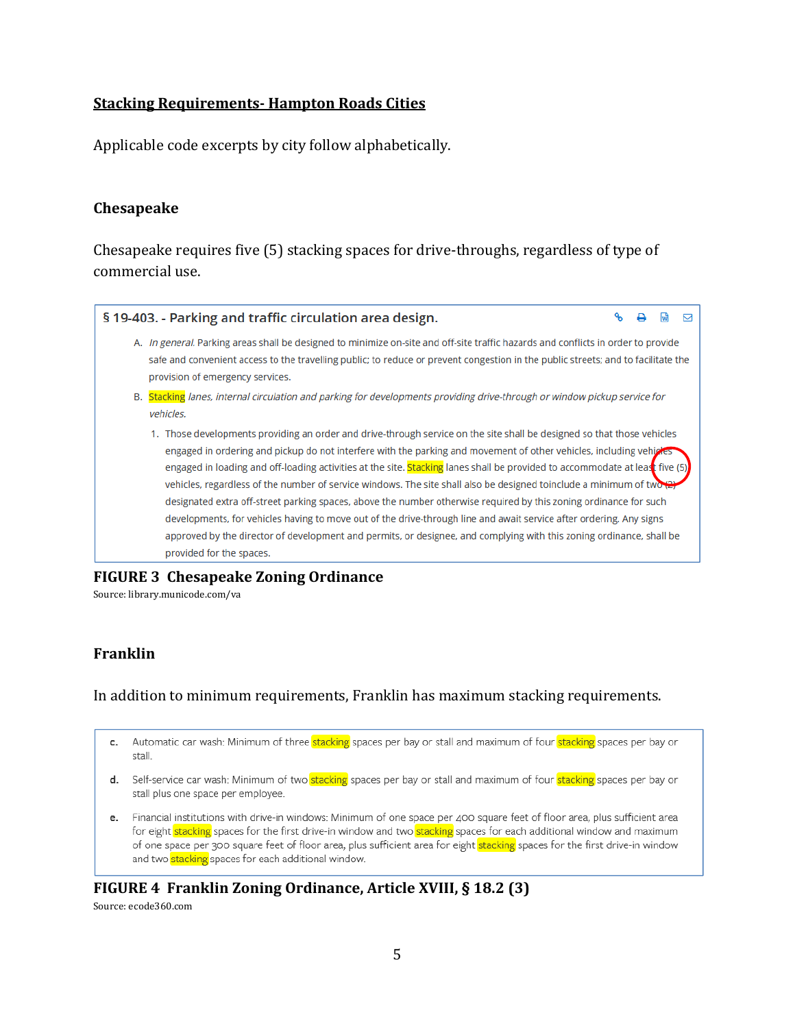## Stacking Requirements- Hampton Roads Cities

Applicable code excerpts by city follow alphabetically.

### Chesapeake

Chesapeake requires five (5) stacking spaces for drive-throughs, regardless of type of commercial use.

> **§ 19-403. - Parking and traffic circulation area design.**
>
> A. *In general.* Parking areas shall be designed to minimize on-site and off-site traffic hazards and conflicts in order to provide safe and convenient access to the travelling public; to reduce or prevent congestion in the public streets; and to facilitate the provision of emergency services.
>
> B. *Stacking lanes, internal circulation and parking for developments providing drive-through or window pickup service for vehicles.*
>
> 1. Those developments providing an order and drive-through service on the site shall be designed so that those vehicles engaged in ordering and pickup do not interfere with the parking and movement of other vehicles, including vehicles engaged in loading and off-loading activities at the site. Stacking lanes shall be provided to accommodate at least five (5) vehicles, regardless of the number of service windows. The site shall also be designed toinclude a minimum of two (2) designated extra off-street parking spaces, above the number otherwise required by this zoning ordinance for such developments, for vehicles having to move out of the drive-through line and await service after ordering. Any signs approved by the director of development and permits, or designee, and complying with this zoning ordinance, shall be provided for the spaces.

**FIGURE 3 Chesapeake Zoning Ordinance**

Source: library.municode.com/va

### Franklin

In addition to minimum requirements, Franklin has maximum stacking requirements.

> c. Automatic car wash: Minimum of three stacking spaces per bay or stall and maximum of four stacking spaces per bay or stall.
>
> d. Self-service car wash: Minimum of two stacking spaces per bay or stall and maximum of four stacking spaces per bay or stall plus one space per employee.
>
> e. Financial institutions with drive-in windows: Minimum of one space per 400 square feet of floor area, plus sufficient area for eight stacking spaces for the first drive-in window and two stacking spaces for each additional window and maximum of one space per 300 square feet of floor area, plus sufficient area for eight stacking spaces for the first drive-in window and two stacking spaces for each additional window.

**FIGURE 4 Franklin Zoning Ordinance, Article XVIII, § 18.2 (3)**

Source: ecode360.com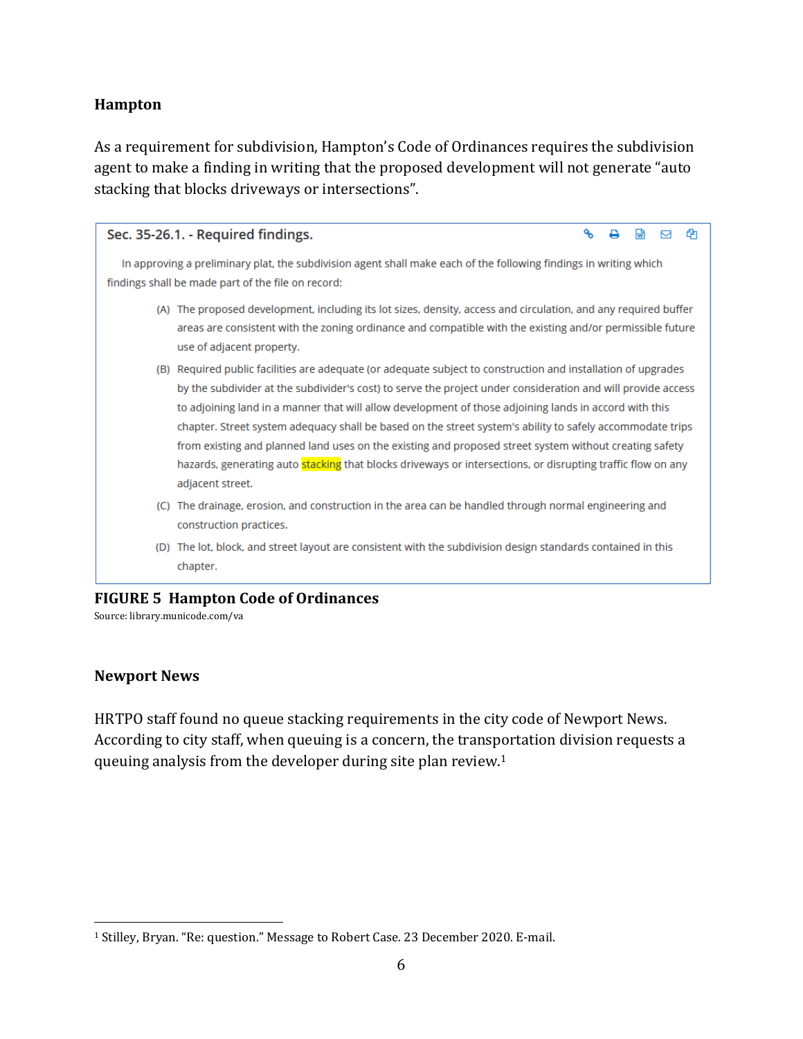### Hampton

As a requirement for subdivision, Hampton's Code of Ordinances requires the subdivision agent to make a finding in writing that the proposed development will not generate "auto stacking that blocks driveways or intersections".

> **Sec. 35-26.1. - Required findings.**
>
> In approving a preliminary plat, the subdivision agent shall make each of the following findings in writing which findings shall be made part of the file on record:
>
> (A) The proposed development, including its lot sizes, density, access and circulation, and any required buffer areas are consistent with the zoning ordinance and compatible with the existing and/or permissible future use of adjacent property.
>
> (B) Required public facilities are adequate (or adequate subject to construction and installation of upgrades by the subdivider at the subdivider's cost) to serve the project under consideration and will provide access to adjoining land in a manner that will allow development of those adjoining lands in accord with this chapter. Street system adequacy shall be based on the street system's ability to safely accommodate trips from existing and planned land uses on the existing and proposed street system without creating safety hazards, generating auto stacking that blocks driveways or intersections, or disrupting traffic flow on any adjacent street.
>
> (C) The drainage, erosion, and construction in the area can be handled through normal engineering and construction practices.
>
> (D) The lot, block, and street layout are consistent with the subdivision design standards contained in this chapter.

**FIGURE 5 Hampton Code of Ordinances**
Source: library.municode.com/va

### Newport News

HRTPO staff found no queue stacking requirements in the city code of Newport News. According to city staff, when queuing is a concern, the transportation division requests a queuing analysis from the developer during site plan review.[1]

[1] Stilley, Bryan. "Re: question." Message to Robert Case. 23 December 2020. E-mail.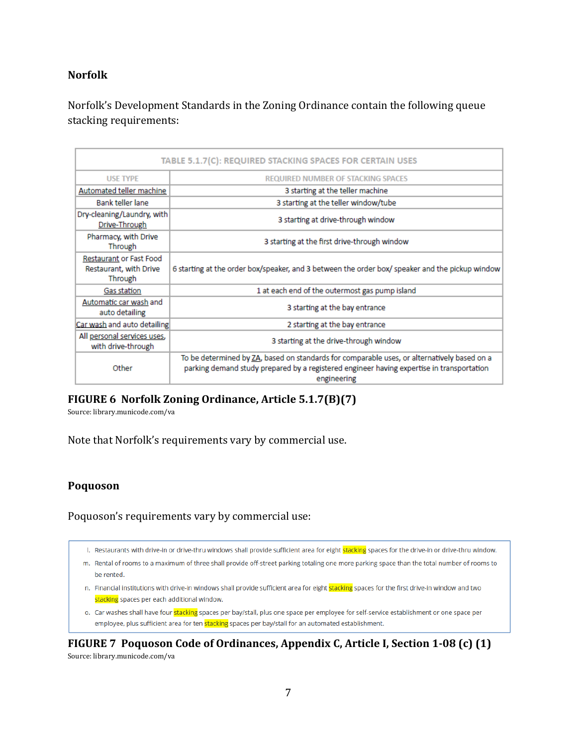### Norfolk

Norfolk's Development Standards in the Zoning Ordinance contain the following queue stacking requirements:

| TABLE 5.1.7(C): REQUIRED STACKING SPACES FOR CERTAIN USES | |
|---|---|
| USE TYPE | REQUIRED NUMBER OF STACKING SPACES |
| Automated teller machine | 3 starting at the teller machine |
| Bank teller lane | 3 starting at the teller window/tube |
| Dry-cleaning/Laundry, with Drive-Through | 3 starting at drive-through window |
| Pharmacy, with Drive Through | 3 starting at the first drive-through window |
| Restaurant or Fast Food Restaurant, with Drive Through | 6 starting at the order box/speaker, and 3 between the order box/ speaker and the pickup window |
| Gas station | 1 at each end of the outermost gas pump island |
| Automatic car wash and auto detailing | 3 starting at the bay entrance |
| Car wash and auto detailing | 2 starting at the bay entrance |
| All personal services uses, with drive-through | 3 starting at the drive-through window |
| Other | To be determined by ZA, based on standards for comparable uses, or alternatively based on a parking demand study prepared by a registered engineer having expertise in transportation engineering |

**FIGURE 6 Norfolk Zoning Ordinance, Article 5.1.7(B)(7)**

Source: library.municode.com/va

Note that Norfolk's requirements vary by commercial use.

### Poquoson

Poquoson's requirements vary by commercial use:

l. Restaurants with drive-in or drive-thru windows shall provide sufficient area for eight stacking spaces for the drive-in or drive-thru window.

m. Rental of rooms to a maximum of three shall provide off-street parking totaling one more parking space than the total number of rooms to be rented.

n. Financial institutions with drive-in windows shall provide sufficient area for eight stacking spaces for the first drive-in window and two stacking spaces per each additional window.

o. Car washes shall have four stacking spaces per bay/stall, plus one space per employee for self-service establishment or one space per employee, plus sufficient area for ten stacking spaces per bay/stall for an automated establishment.

**FIGURE 7 Poquoson Code of Ordinances, Appendix C, Article I, Section 1-08 (c) (1)**

Source: library.municode.com/va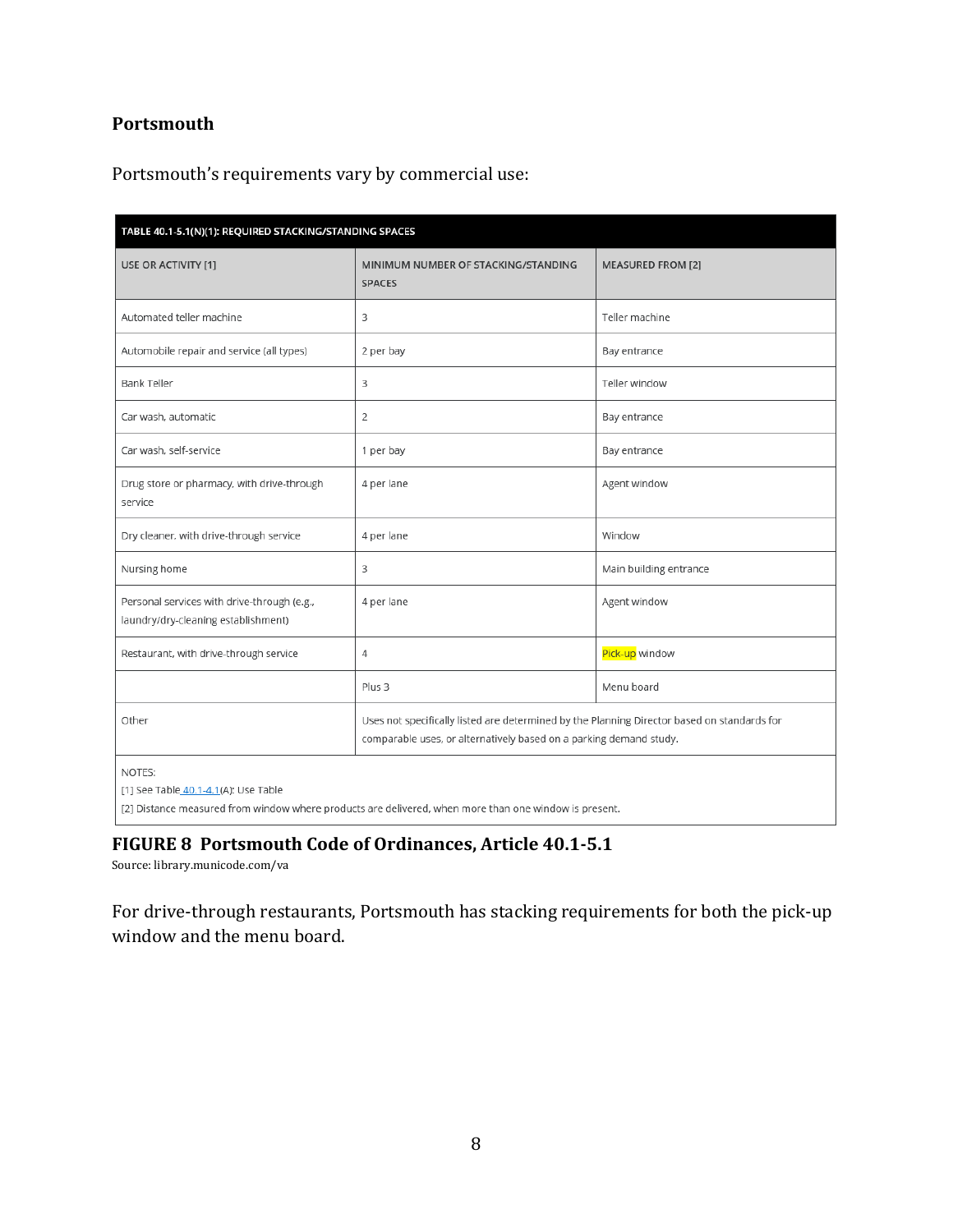### Portsmouth

Portsmouth's requirements vary by commercial use:

| TABLE 40.1-5.1(N)(1): REQUIRED STACKING/STANDING SPACES | | |
|---|---|---|
| USE OR ACTIVITY [1] | MINIMUM NUMBER OF STACKING/STANDING SPACES | MEASURED FROM [2] |
| Automated teller machine | 3 | Teller machine |
| Automobile repair and service (all types) | 2 per bay | Bay entrance |
| Bank Teller | 3 | Teller window |
| Car wash, automatic | 2 | Bay entrance |
| Car wash, self-service | 1 per bay | Bay entrance |
| Drug store or pharmacy, with drive-through service | 4 per lane | Agent window |
| Dry cleaner, with drive-through service | 4 per lane | Window |
| Nursing home | 3 | Main building entrance |
| Personal services with drive-through (e.g., laundry/dry-cleaning establishment) | 4 per lane | Agent window |
| Restaurant, with drive-through service | 4 | Pick-up window |
| | Plus 3 | Menu board |
| Other | Uses not specifically listed are determined by the Planning Director based on standards for comparable uses, or alternatively based on a parking demand study. | |
| NOTES:<br>[1] See Table 40.1-4.1(A): Use Table<br>[2] Distance measured from window where products are delivered, when more than one window is present. | | |

**FIGURE 8 Portsmouth Code of Ordinances, Article 40.1-5.1**

Source: library.municode.com/va

For drive-through restaurants, Portsmouth has stacking requirements for both the pick-up window and the menu board.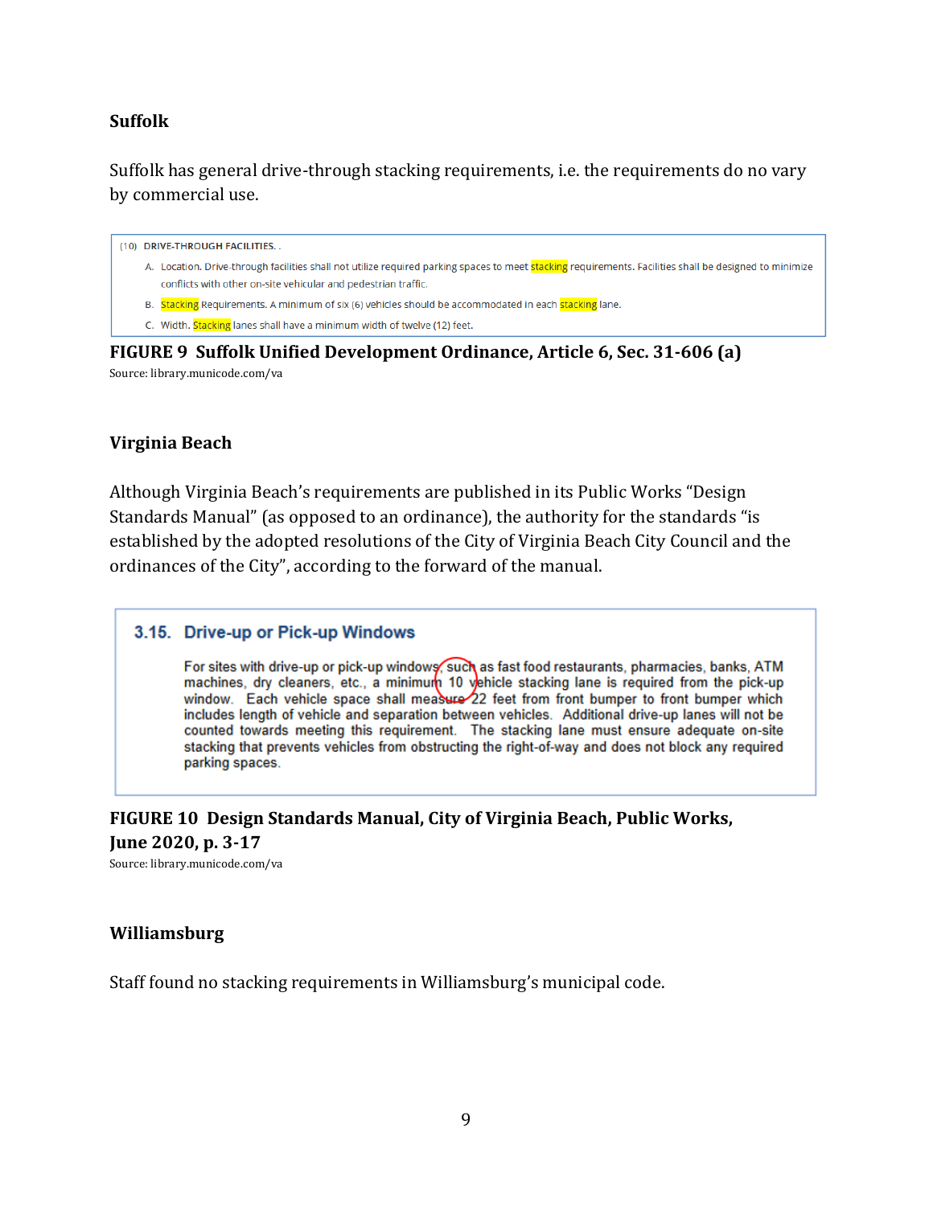### Suffolk

Suffolk has general drive-through stacking requirements, i.e. the requirements do no vary by commercial use.

> (10) DRIVE-THROUGH FACILITIES. .
>
> A. Location. Drive-through facilities shall not utilize required parking spaces to meet stacking requirements. Facilities shall be designed to minimize conflicts with other on-site vehicular and pedestrian traffic.
>
> B. Stacking Requirements. A minimum of six (6) vehicles should be accommodated in each stacking lane.
>
> C. Width. Stacking lanes shall have a minimum width of twelve (12) feet.

**FIGURE 9 Suffolk Unified Development Ordinance, Article 6, Sec. 31-606 (a)**
Source: library.municode.com/va

### Virginia Beach

Although Virginia Beach's requirements are published in its Public Works "Design Standards Manual" (as opposed to an ordinance), the authority for the standards "is established by the adopted resolutions of the City of Virginia Beach City Council and the ordinances of the City", according to the forward of the manual.

> **3.15. Drive-up or Pick-up Windows**
>
> For sites with drive-up or pick-up windows, such as fast food restaurants, pharmacies, banks, ATM machines, dry cleaners, etc., a minimum 10 vehicle stacking lane is required from the pick-up window. Each vehicle space shall measure 22 feet from front bumper to front bumper which includes length of vehicle and separation between vehicles. Additional drive-up lanes will not be counted towards meeting this requirement. The stacking lane must ensure adequate on-site stacking that prevents vehicles from obstructing the right-of-way and does not block any required parking spaces.

**FIGURE 10 Design Standards Manual, City of Virginia Beach, Public Works, June 2020, p. 3-17**
Source: library.municode.com/va

### Williamsburg

Staff found no stacking requirements in Williamsburg's municipal code.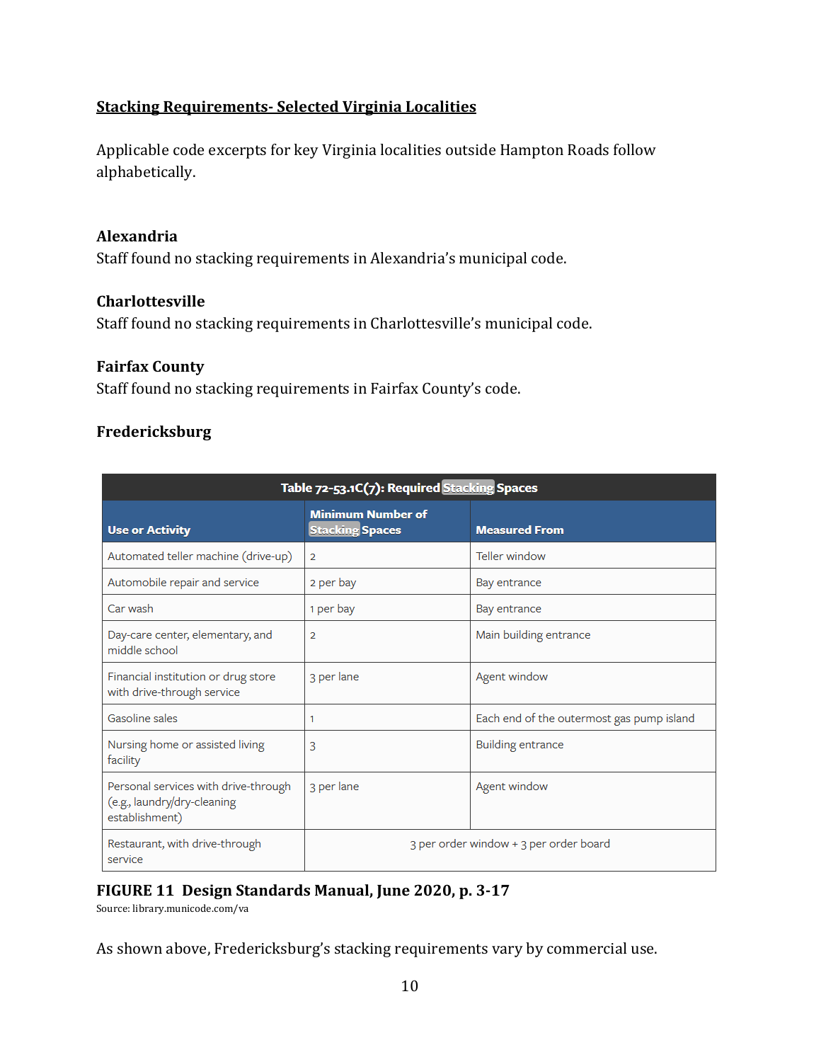## Stacking Requirements- Selected Virginia Localities

Applicable code excerpts for key Virginia localities outside Hampton Roads follow alphabetically.

### Alexandria

Staff found no stacking requirements in Alexandria's municipal code.

### Charlottesville

Staff found no stacking requirements in Charlottesville's municipal code.

### Fairfax County

Staff found no stacking requirements in Fairfax County's code.

### Fredericksburg

| Table 72-53.1C(7): Required Stacking Spaces | | |
|---|---|---|
| **Use or Activity** | **Minimum Number of Stacking Spaces** | **Measured From** |
| Automated teller machine (drive-up) | 2 | Teller window |
| Automobile repair and service | 2 per bay | Bay entrance |
| Car wash | 1 per bay | Bay entrance |
| Day-care center, elementary, and middle school | 2 | Main building entrance |
| Financial institution or drug store with drive-through service | 3 per lane | Agent window |
| Gasoline sales | 1 | Each end of the outermost gas pump island |
| Nursing home or assisted living facility | 3 | Building entrance |
| Personal services with drive-through (e.g., laundry/dry-cleaning establishment) | 3 per lane | Agent window |
| Restaurant, with drive-through service | 3 per order window + 3 per order board | |

**FIGURE 11 Design Standards Manual, June 2020, p. 3-17**
Source: library.municode.com/va

As shown above, Fredericksburg's stacking requirements vary by commercial use.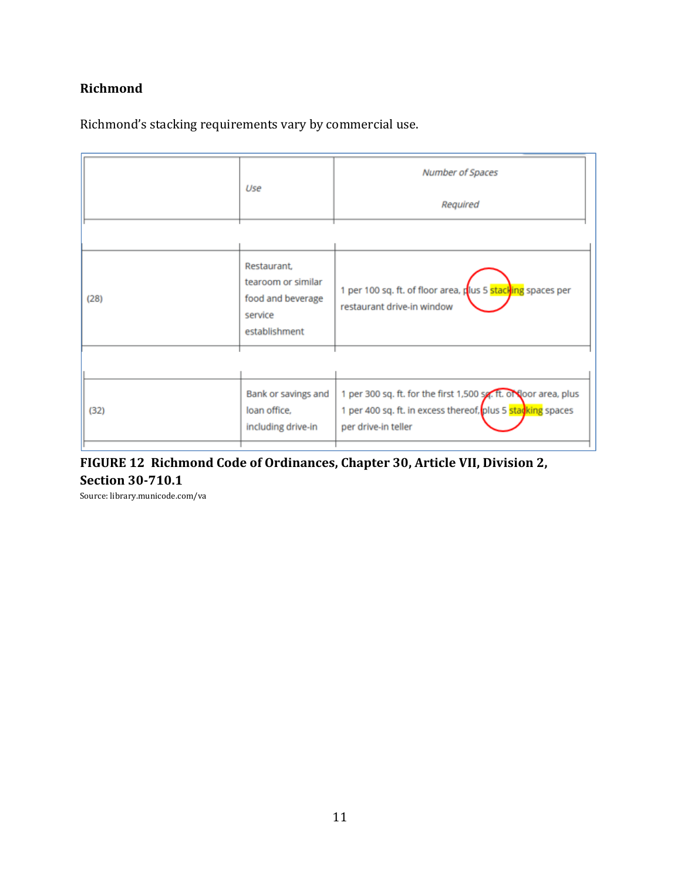**Richmond**

Richmond's stacking requirements vary by commercial use.

| | *Use* | *Number of Spaces Required* |
|---|---|---|
| (28) | Restaurant, tearoom or similar food and beverage service establishment | 1 per 100 sq. ft. of floor area, plus 5 stacking spaces per restaurant drive-in window |
| (32) | Bank or savings and loan office, including drive-in | 1 per 300 sq. ft. for the first 1,500 sq. ft. of floor area, plus 1 per 400 sq. ft. in excess thereof, plus 5 stacking spaces per drive-in teller |

**FIGURE 12 Richmond Code of Ordinances, Chapter 30, Article VII, Division 2, Section 30-710.1**

Source: library.municode.com/va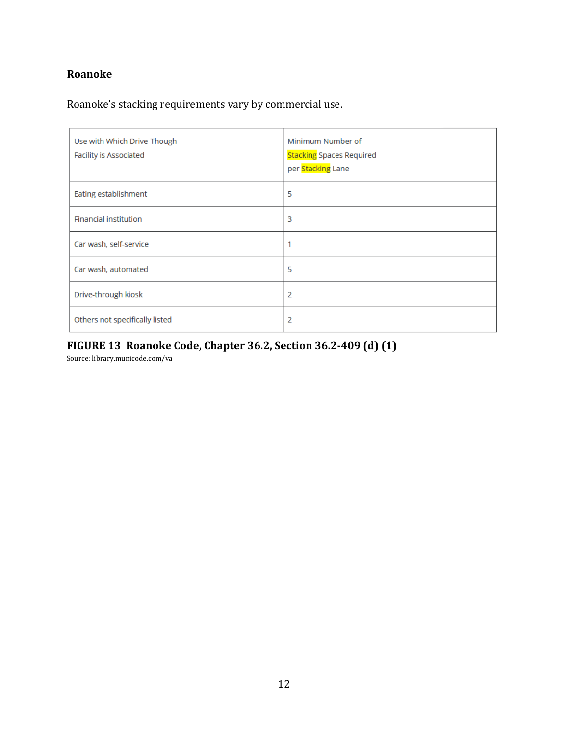### Roanoke

Roanoke's stacking requirements vary by commercial use.

| Use with Which Drive-Though Facility is Associated | Minimum Number of Stacking Spaces Required per Stacking Lane |
|---|---|
| Eating establishment | 5 |
| Financial institution | 3 |
| Car wash, self-service | 1 |
| Car wash, automated | 5 |
| Drive-through kiosk | 2 |
| Others not specifically listed | 2 |

**FIGURE 13 Roanoke Code, Chapter 36.2, Section 36.2-409 (d) (1)**
Source: library.municode.com/va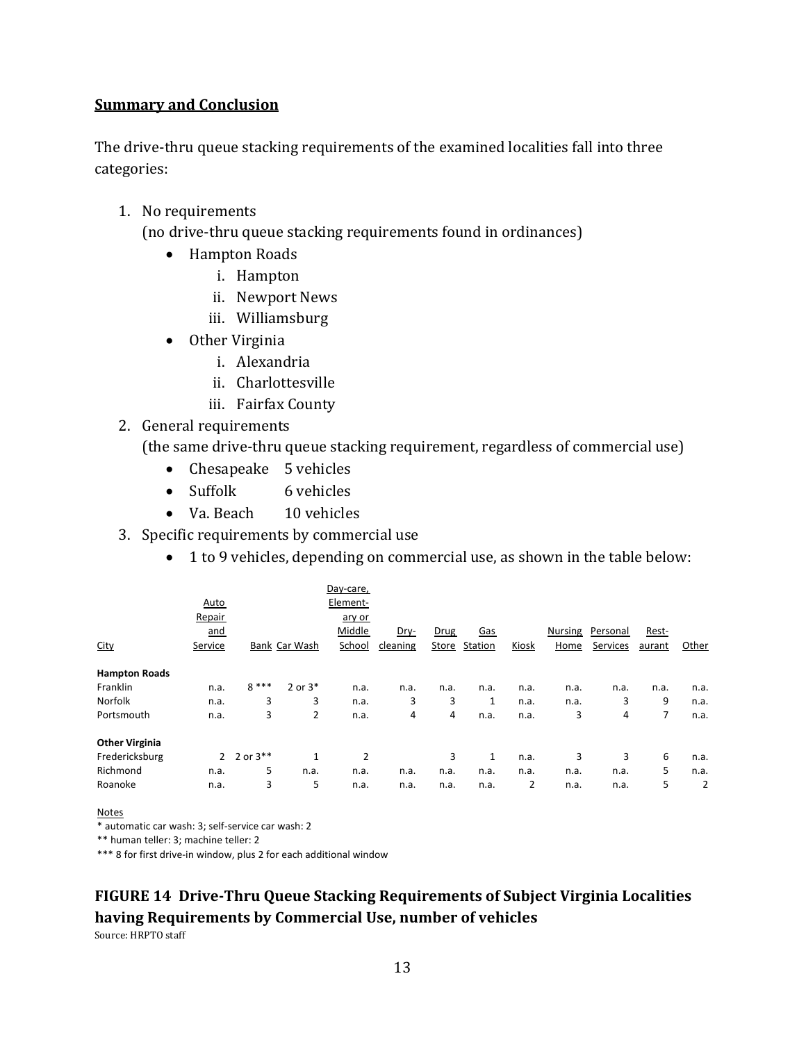## Summary and Conclusion

The drive-thru queue stacking requirements of the examined localities fall into three categories:

1. No requirements
   (no drive-thru queue stacking requirements found in ordinances)
   - Hampton Roads
     i. Hampton
     ii. Newport News
     iii. Williamsburg
   - Other Virginia
     i. Alexandria
     ii. Charlottesville
     iii. Fairfax County
2. General requirements
   (the same drive-thru queue stacking requirement, regardless of commercial use)
   - Chesapeake 5 vehicles
   - Suffolk 6 vehicles
   - Va. Beach 10 vehicles
3. Specific requirements by commercial use
   - 1 to 9 vehicles, depending on commercial use, as shown in the table below:

| City | Auto Repair and Service | Bank | Car Wash | Day-care, Element-ary or Middle School | Dry-cleaning | Drug Store | Gas Station | Kiosk | Nursing Home | Personal Services | Rest-aurant | Other |
|---|---|---|---|---|---|---|---|---|---|---|---|---|
| **Hampton Roads** | | | | | | | | | | | | |
| Franklin | n.a. | 8 *** | 2 or 3* | n.a. | n.a. | n.a. | n.a. | n.a. | n.a. | n.a. | n.a. | n.a. |
| Norfolk | n.a. | 3 | 3 | n.a. | 3 | 3 | 1 | n.a. | n.a. | 3 | 9 | n.a. |
| Portsmouth | n.a. | 3 | 2 | n.a. | 4 | 4 | n.a. | n.a. | 3 | 4 | 7 | n.a. |
| **Other Virginia** | | | | | | | | | | | | |
| Fredericksburg | 2 | 2 or 3** | 1 | 2 | | 3 | 1 | n.a. | 3 | 3 | 6 | n.a. |
| Richmond | n.a. | 5 | n.a. | n.a. | n.a. | n.a. | n.a. | n.a. | n.a. | n.a. | 5 | n.a. |
| Roanoke | n.a. | 3 | 5 | n.a. | n.a. | n.a. | n.a. | 2 | n.a. | n.a. | 5 | 2 |

Notes

* automatic car wash: 3; self-service car wash: 2

** human teller: 3; machine teller: 2

*** 8 for first drive-in window, plus 2 for each additional window

**FIGURE 14 Drive-Thru Queue Stacking Requirements of Subject Virginia Localities having Requirements by Commercial Use, number of vehicles**

Source: HRPTO staff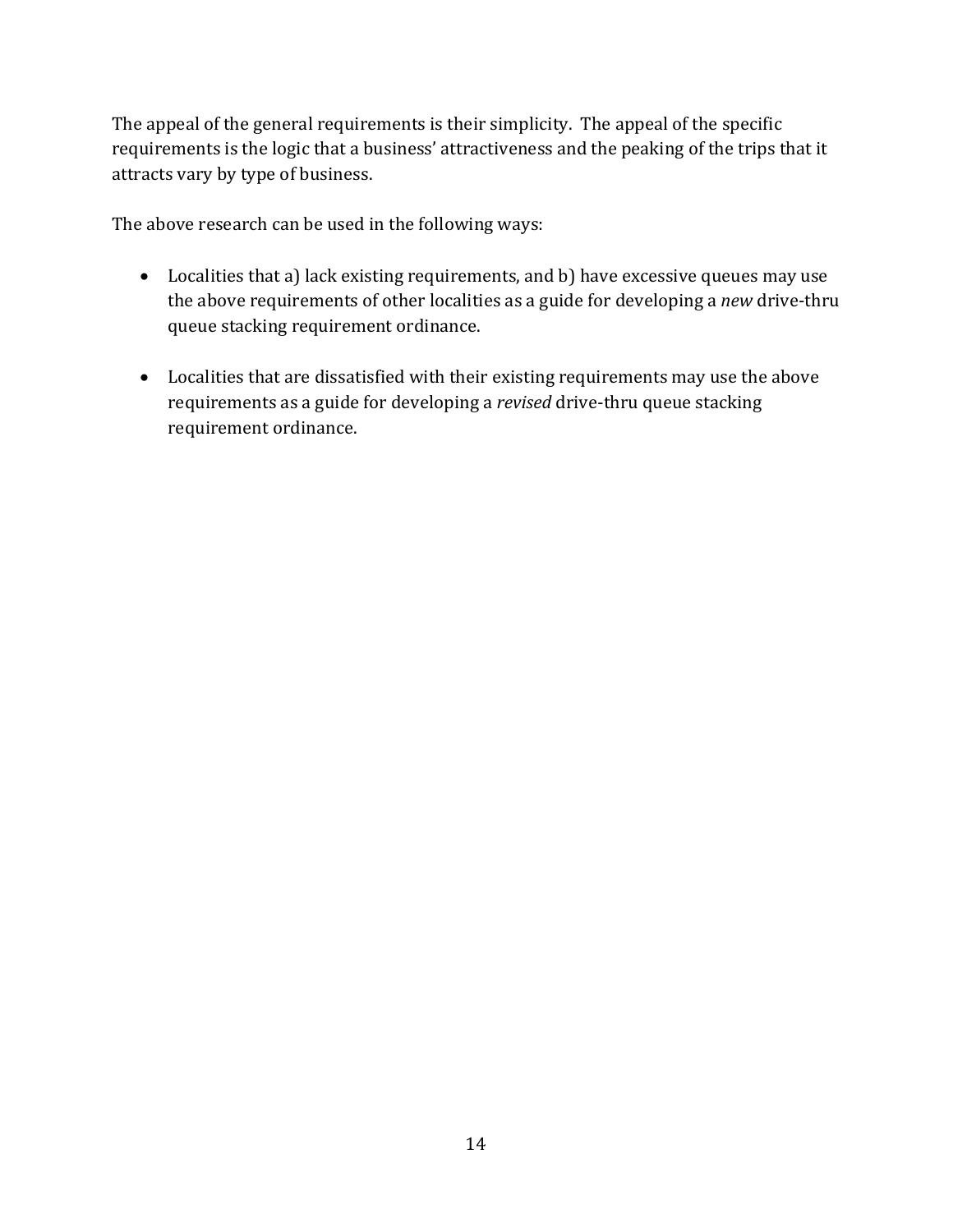The appeal of the general requirements is their simplicity. The appeal of the specific requirements is the logic that a business' attractiveness and the peaking of the trips that it attracts vary by type of business.

The above research can be used in the following ways:

- Localities that a) lack existing requirements, and b) have excessive queues may use the above requirements of other localities as a guide for developing a *new* drive-thru queue stacking requirement ordinance.

- Localities that are dissatisfied with their existing requirements may use the above requirements as a guide for developing a *revised* drive-thru queue stacking requirement ordinance.